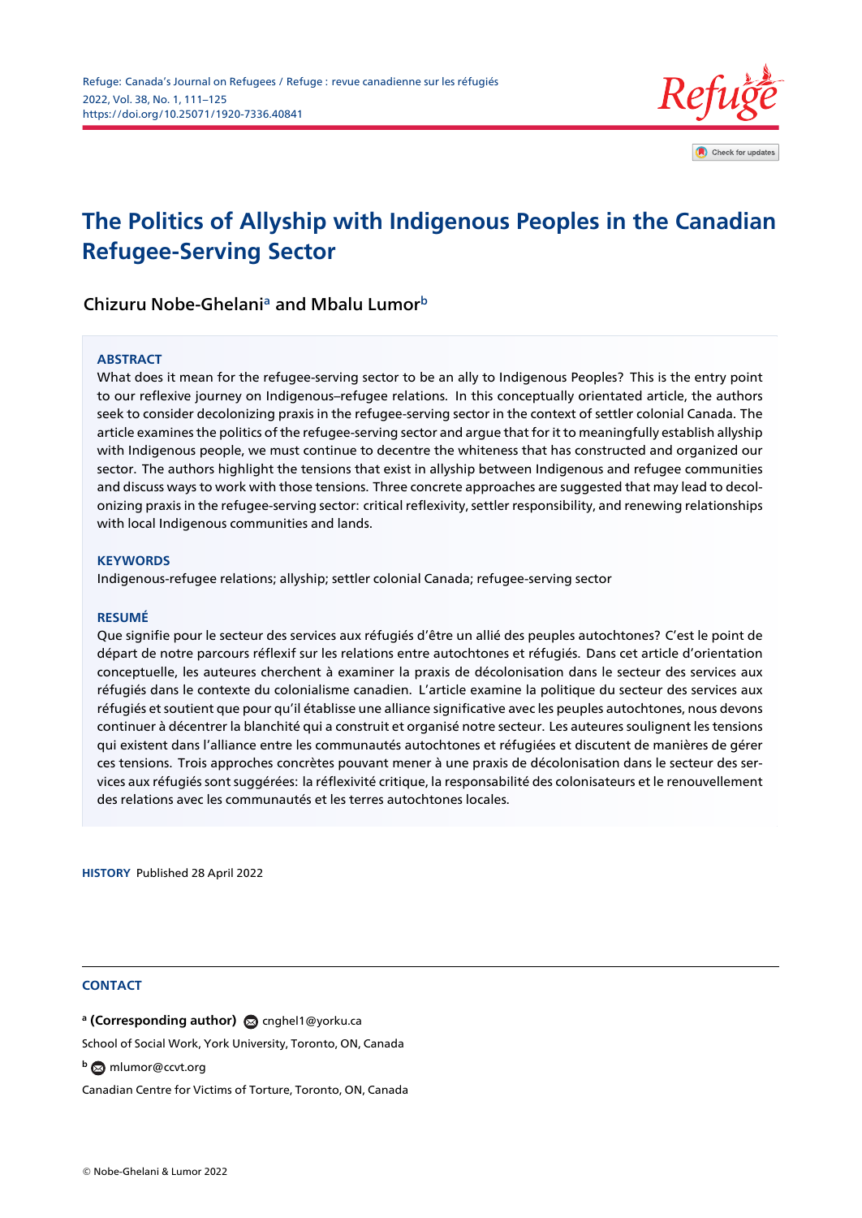# The Politics of Allyship with Indigenous Peoples in the Canadian Refugee-Serving Sector

Chizuru Nobe-Ghelani[a] and Mbalu Lumor[b]

## ABSTRACT

What does it mean for the refugee-serving sector to be an ally to Indigenous Peoples? This is the entry point to our reflexive journey on Indigenous–refugee relations. In this conceptually orientated article, the authors seek to consider decolonizing praxis in the refugee-serving sector in the context of settler colonial Canada. The article examines the politics of the refugee-serving sector and argue that for it to meaningfully establish allyship with Indigenous people, we must continue to decentre the whiteness that has constructed and organized our sector. The authors highlight the tensions that exist in allyship between Indigenous and refugee communities and discuss ways to work with those tensions. Three concrete approaches are suggested that may lead to decolonizing praxis in the refugee-serving sector: critical reflexivity, settler responsibility, and renewing relationships with local Indigenous communities and lands.

## KEYWORDS

Indigenous-refugee relations; allyship; settler colonial Canada; refugee-serving sector

## RESUMÉ

Que signifie pour le secteur des services aux réfugiés d'être un allié des peuples autochtones? C'est le point de départ de notre parcours réflexif sur les relations entre autochtones et réfugiés. Dans cet article d'orientation conceptuelle, les auteures cherchent à examiner la praxis de décolonisation dans le secteur des services aux réfugiés dans le contexte du colonialisme canadien. L'article examine la politique du secteur des services aux réfugiés et soutient que pour qu'il établisse une alliance significative avec les peuples autochtones, nous devons continuer à décentrer la blanchité qui a construit et organisé notre secteur. Les auteures soulignent les tensions qui existent dans l'alliance entre les communautés autochtones et réfugiées et discutent de manières de gérer ces tensions. Trois approches concrètes pouvant mener à une praxis de décolonisation dans le secteur des services aux réfugiés sont suggérées: la réflexivité critique, la responsabilité des colonisateurs et le renouvellement des relations avec les communautés et les terres autochtones locales.

**HISTORY** Published 28 April 2022

## CONTACT

[a] **(Corresponding author)** cnghel1@yorku.ca
School of Social Work, York University, Toronto, ON, Canada

[b] mlumor@ccvt.org
Canadian Centre for Victims of Torture, Toronto, ON, Canada

© Nobe-Ghelani & Lumor 2022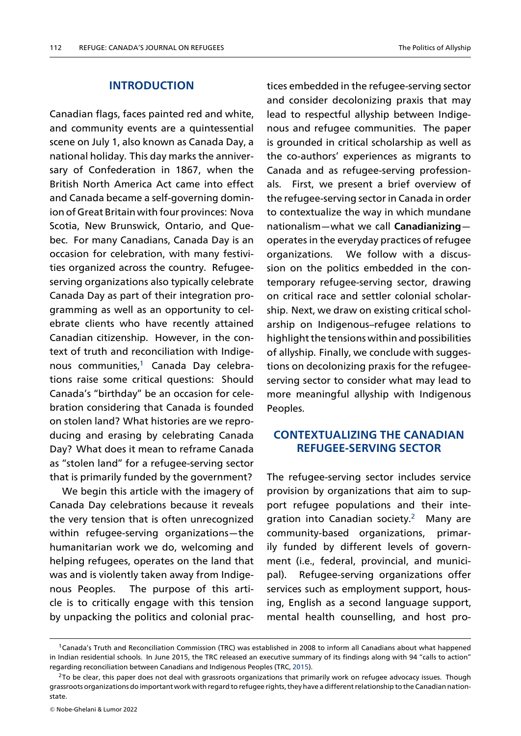## INTRODUCTION

Canadian flags, faces painted red and white, and community events are a quintessential scene on July 1, also known as Canada Day, a national holiday. This day marks the anniversary of Confederation in 1867, when the British North America Act came into effect and Canada became a self-governing dominion of Great Britain with four provinces: Nova Scotia, New Brunswick, Ontario, and Quebec. For many Canadians, Canada Day is an occasion for celebration, with many festivities organized across the country. Refugee-serving organizations also typically celebrate Canada Day as part of their integration programming as well as an opportunity to celebrate clients who have recently attained Canadian citizenship. However, in the context of truth and reconciliation with Indigenous communities,[1] Canada Day celebrations raise some critical questions: Should Canada's "birthday" be an occasion for celebration considering that Canada is founded on stolen land? What histories are we reproducing and erasing by celebrating Canada Day? What does it mean to reframe Canada as "stolen land" for a refugee-serving sector that is primarily funded by the government?

We begin this article with the imagery of Canada Day celebrations because it reveals the very tension that is often unrecognized within refugee-serving organizations—the humanitarian work we do, welcoming and helping refugees, operates on the land that was and is violently taken away from Indigenous Peoples. The purpose of this article is to critically engage with this tension by unpacking the politics and colonial practices embedded in the refugee-serving sector and consider decolonizing praxis that may lead to respectful allyship between Indigenous and refugee communities. The paper is grounded in critical scholarship as well as the co-authors' experiences as migrants to Canada and as refugee-serving professionals. First, we present a brief overview of the refugee-serving sector in Canada in order to contextualize the way in which mundane nationalism—what we call **Canadianizing**—operates in the everyday practices of refugee organizations. We follow with a discussion on the politics embedded in the contemporary refugee-serving sector, drawing on critical race and settler colonial scholarship. Next, we draw on existing critical scholarship on Indigenous–refugee relations to highlight the tensions within and possibilities of allyship. Finally, we conclude with suggestions on decolonizing praxis for the refugee-serving sector to consider what may lead to more meaningful allyship with Indigenous Peoples.

## CONTEXTUALIZING THE CANADIAN REFUGEE-SERVING SECTOR

The refugee-serving sector includes service provision by organizations that aim to support refugee populations and their integration into Canadian society.[2] Many are community-based organizations, primarily funded by different levels of government (i.e., federal, provincial, and municipal). Refugee-serving organizations offer services such as employment support, housing, English as a second language support, mental health counselling, and host pro-

[1] Canada's Truth and Reconciliation Commission (TRC) was established in 2008 to inform all Canadians about what happened in Indian residential schools. In June 2015, the TRC released an executive summary of its findings along with 94 "calls to action" regarding reconciliation between Canadians and Indigenous Peoples (TRC, 2015).

[2] To be clear, this paper does not deal with grassroots organizations that primarily work on refugee advocacy issues. Though grassroots organizations do important work with regard to refugee rights, they have a different relationship to the Canadian nation-state.

© Nobe-Ghelani & Lumor 2022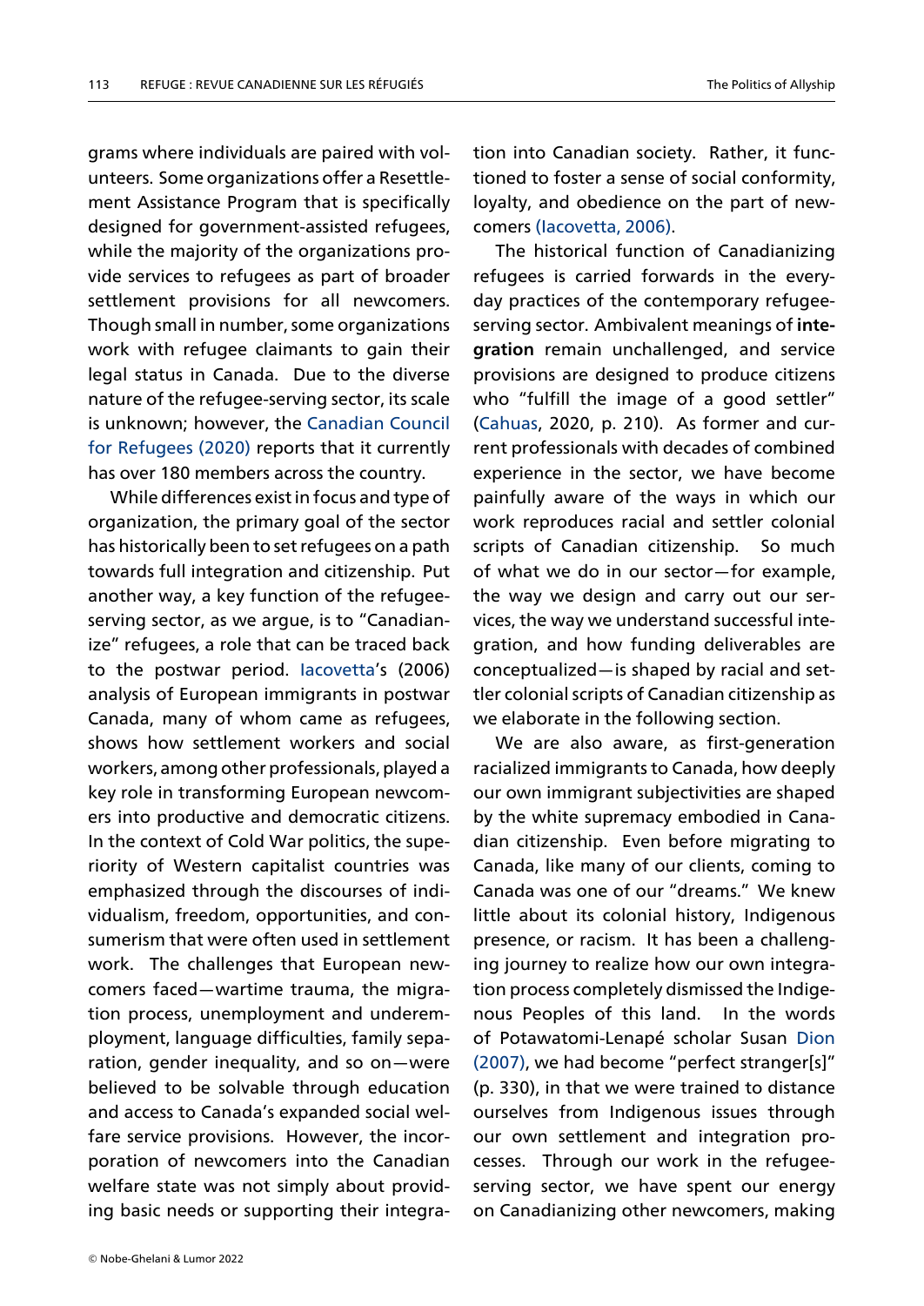grams where individuals are paired with volunteers. Some organizations offer a Resettlement Assistance Program that is specifically designed for government-assisted refugees, while the majority of the organizations provide services to refugees as part of broader settlement provisions for all newcomers. Though small in number, some organizations work with refugee claimants to gain their legal status in Canada. Due to the diverse nature of the refugee-serving sector, its scale is unknown; however, the Canadian Council for Refugees (2020) reports that it currently has over 180 members across the country.

While differences exist in focus and type of organization, the primary goal of the sector has historically been to set refugees on a path towards full integration and citizenship. Put another way, a key function of the refugee-serving sector, as we argue, is to "Canadianize" refugees, a role that can be traced back to the postwar period. Iacovetta's (2006) analysis of European immigrants in postwar Canada, many of whom came as refugees, shows how settlement workers and social workers, among other professionals, played a key role in transforming European newcomers into productive and democratic citizens. In the context of Cold War politics, the superiority of Western capitalist countries was emphasized through the discourses of individualism, freedom, opportunities, and consumerism that were often used in settlement work. The challenges that European newcomers faced—wartime trauma, the migration process, unemployment and underemployment, language difficulties, family separation, gender inequality, and so on—were believed to be solvable through education and access to Canada's expanded social welfare service provisions. However, the incorporation of newcomers into the Canadian welfare state was not simply about providing basic needs or supporting their integration into Canadian society. Rather, it functioned to foster a sense of social conformity, loyalty, and obedience on the part of newcomers (Iacovetta, 2006).

The historical function of Canadianizing refugees is carried forwards in the everyday practices of the contemporary refugee-serving sector. Ambivalent meanings of **integration** remain unchallenged, and service provisions are designed to produce citizens who "fulfill the image of a good settler" (Cahuas, 2020, p. 210). As former and current professionals with decades of combined experience in the sector, we have become painfully aware of the ways in which our work reproduces racial and settler colonial scripts of Canadian citizenship. So much of what we do in our sector—for example, the way we design and carry out our services, the way we understand successful integration, and how funding deliverables are conceptualized—is shaped by racial and settler colonial scripts of Canadian citizenship as we elaborate in the following section.

We are also aware, as first-generation racialized immigrants to Canada, how deeply our own immigrant subjectivities are shaped by the white supremacy embodied in Canadian citizenship. Even before migrating to Canada, like many of our clients, coming to Canada was one of our "dreams." We knew little about its colonial history, Indigenous presence, or racism. It has been a challenging journey to realize how our own integration process completely dismissed the Indigenous Peoples of this land. In the words of Potawatomi-Lenapé scholar Susan Dion (2007), we had become "perfect stranger[s]" (p. 330), in that we were trained to distance ourselves from Indigenous issues through our own settlement and integration processes. Through our work in the refugee-serving sector, we have spent our energy on Canadianizing other newcomers, making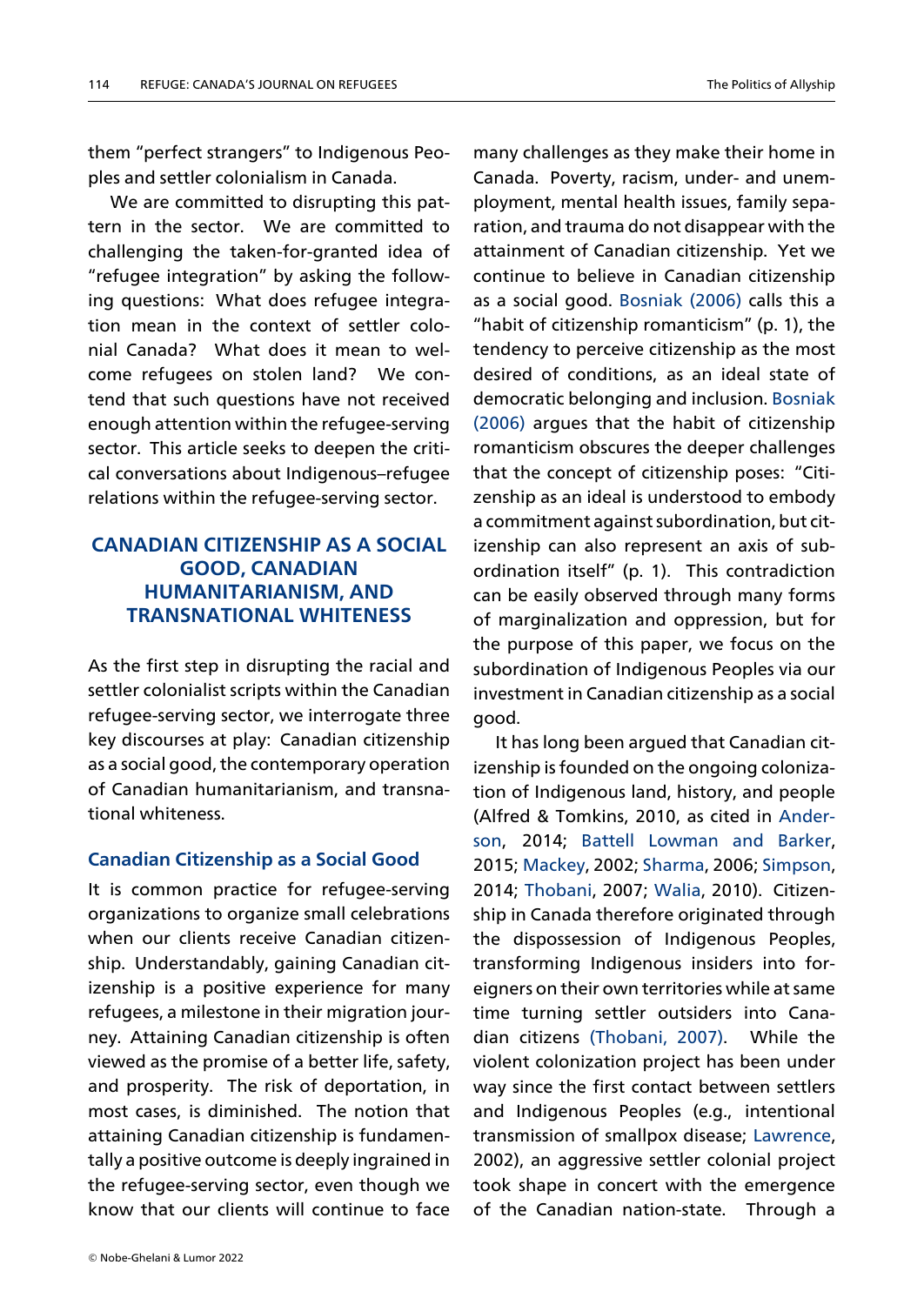them "perfect strangers" to Indigenous Peoples and settler colonialism in Canada.

We are committed to disrupting this pattern in the sector. We are committed to challenging the taken-for-granted idea of "refugee integration" by asking the following questions: What does refugee integration mean in the context of settler colonial Canada? What does it mean to welcome refugees on stolen land? We contend that such questions have not received enough attention within the refugee-serving sector. This article seeks to deepen the critical conversations about Indigenous–refugee relations within the refugee-serving sector.

## CANADIAN CITIZENSHIP AS A SOCIAL GOOD, CANADIAN HUMANITARIANISM, AND TRANSNATIONAL WHITENESS

As the first step in disrupting the racial and settler colonialist scripts within the Canadian refugee-serving sector, we interrogate three key discourses at play: Canadian citizenship as a social good, the contemporary operation of Canadian humanitarianism, and transnational whiteness.

### Canadian Citizenship as a Social Good

It is common practice for refugee-serving organizations to organize small celebrations when our clients receive Canadian citizenship. Understandably, gaining Canadian citizenship is a positive experience for many refugees, a milestone in their migration journey. Attaining Canadian citizenship is often viewed as the promise of a better life, safety, and prosperity. The risk of deportation, in most cases, is diminished. The notion that attaining Canadian citizenship is fundamentally a positive outcome is deeply ingrained in the refugee-serving sector, even though we know that our clients will continue to face many challenges as they make their home in Canada. Poverty, racism, under- and unemployment, mental health issues, family separation, and trauma do not disappear with the attainment of Canadian citizenship. Yet we continue to believe in Canadian citizenship as a social good. Bosniak (2006) calls this a "habit of citizenship romanticism" (p. 1), the tendency to perceive citizenship as the most desired of conditions, as an ideal state of democratic belonging and inclusion. Bosniak (2006) argues that the habit of citizenship romanticism obscures the deeper challenges that the concept of citizenship poses: "Citizenship as an ideal is understood to embody a commitment against subordination, but citizenship can also represent an axis of subordination itself" (p. 1). This contradiction can be easily observed through many forms of marginalization and oppression, but for the purpose of this paper, we focus on the subordination of Indigenous Peoples via our investment in Canadian citizenship as a social good.

It has long been argued that Canadian citizenship is founded on the ongoing colonization of Indigenous land, history, and people (Alfred & Tomkins, 2010, as cited in Anderson, 2014; Battell Lowman and Barker, 2015; Mackey, 2002; Sharma, 2006; Simpson, 2014; Thobani, 2007; Walia, 2010). Citizenship in Canada therefore originated through the dispossession of Indigenous Peoples, transforming Indigenous insiders into foreigners on their own territories while at same time turning settler outsiders into Canadian citizens (Thobani, 2007). While the violent colonization project has been under way since the first contact between settlers and Indigenous Peoples (e.g., intentional transmission of smallpox disease; Lawrence, 2002), an aggressive settler colonial project took shape in concert with the emergence of the Canadian nation-state. Through a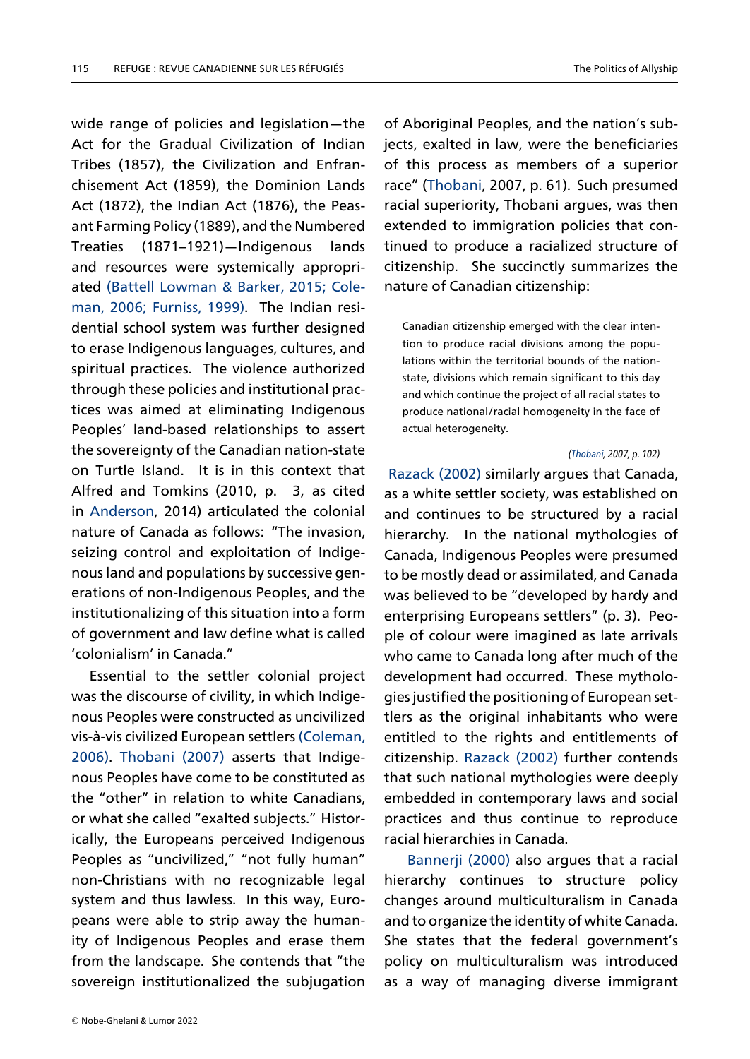wide range of policies and legislation—the Act for the Gradual Civilization of Indian Tribes (1857), the Civilization and Enfranchisement Act (1859), the Dominion Lands Act (1872), the Indian Act (1876), the Peasant Farming Policy (1889), and the Numbered Treaties (1871–1921)—Indigenous lands and resources were systemically appropriated (Battell Lowman & Barker, 2015; Coleman, 2006; Furniss, 1999). The Indian residential school system was further designed to erase Indigenous languages, cultures, and spiritual practices. The violence authorized through these policies and institutional practices was aimed at eliminating Indigenous Peoples' land-based relationships to assert the sovereignty of the Canadian nation-state on Turtle Island. It is in this context that Alfred and Tomkins (2010, p. 3, as cited in Anderson, 2014) articulated the colonial nature of Canada as follows: "The invasion, seizing control and exploitation of Indigenous land and populations by successive generations of non-Indigenous Peoples, and the institutionalizing of this situation into a form of government and law define what is called 'colonialism' in Canada."

Essential to the settler colonial project was the discourse of civility, in which Indigenous Peoples were constructed as uncivilized vis-à-vis civilized European settlers (Coleman, 2006). Thobani (2007) asserts that Indigenous Peoples have come to be constituted as the "other" in relation to white Canadians, or what she called "exalted subjects." Historically, the Europeans perceived Indigenous Peoples as "uncivilized," "not fully human" non-Christians with no recognizable legal system and thus lawless. In this way, Europeans were able to strip away the humanity of Indigenous Peoples and erase them from the landscape. She contends that "the sovereign institutionalized the subjugation of Aboriginal Peoples, and the nation's subjects, exalted in law, were the beneficiaries of this process as members of a superior race" (Thobani, 2007, p. 61). Such presumed racial superiority, Thobani argues, was then extended to immigration policies that continued to produce a racialized structure of citizenship. She succinctly summarizes the nature of Canadian citizenship:

> Canadian citizenship emerged with the clear intention to produce racial divisions among the populations within the territorial bounds of the nation-state, divisions which remain significant to this day and which continue the project of all racial states to produce national/racial homogeneity in the face of actual heterogeneity.
>
> *(Thobani, 2007, p. 102)*

Razack (2002) similarly argues that Canada, as a white settler society, was established on and continues to be structured by a racial hierarchy. In the national mythologies of Canada, Indigenous Peoples were presumed to be mostly dead or assimilated, and Canada was believed to be "developed by hardy and enterprising Europeans settlers" (p. 3). People of colour were imagined as late arrivals who came to Canada long after much of the development had occurred. These mythologies justified the positioning of European settlers as the original inhabitants who were entitled to the rights and entitlements of citizenship. Razack (2002) further contends that such national mythologies were deeply embedded in contemporary laws and social practices and thus continue to reproduce racial hierarchies in Canada.

Bannerji (2000) also argues that a racial hierarchy continues to structure policy changes around multiculturalism in Canada and to organize the identity of white Canada. She states that the federal government's policy on multiculturalism was introduced as a way of managing diverse immigrant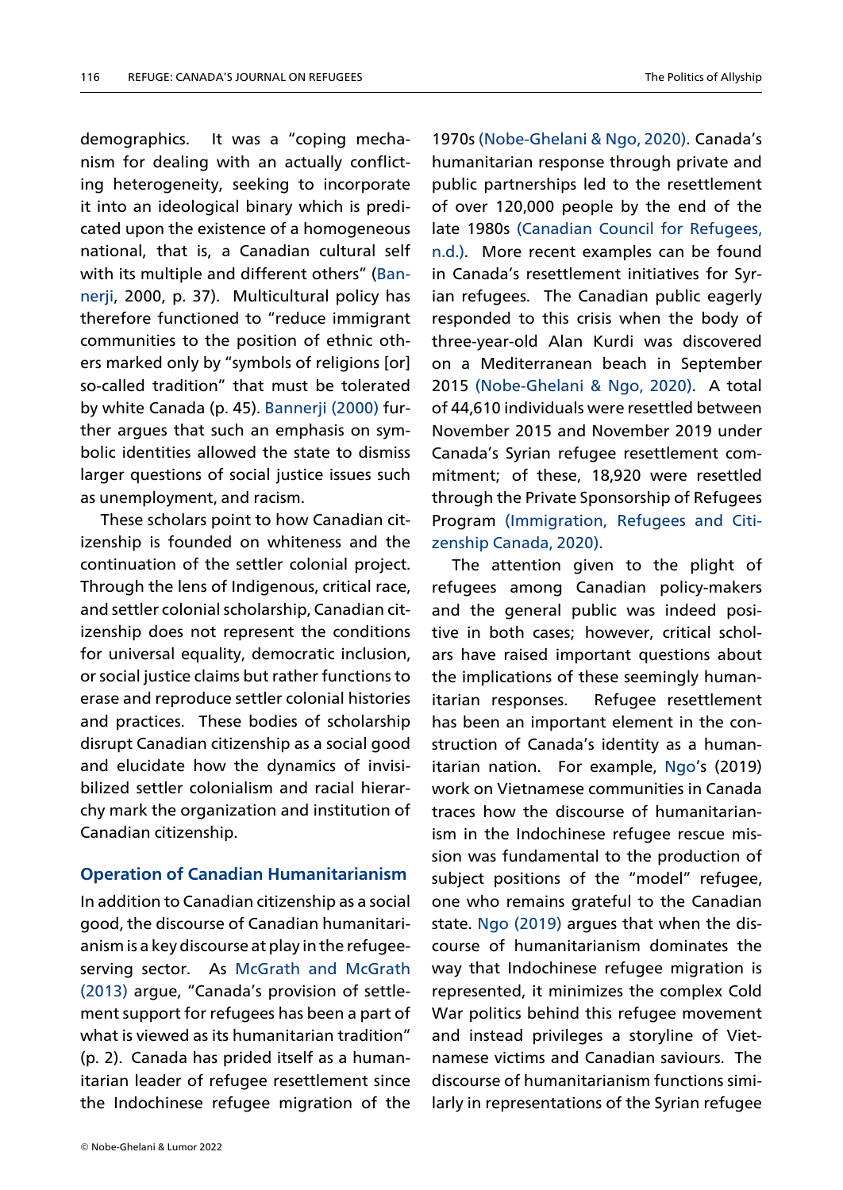demographics. It was a "coping mechanism for dealing with an actually conflicting heterogeneity, seeking to incorporate it into an ideological binary which is predicated upon the existence of a homogeneous national, that is, a Canadian cultural self with its multiple and different others" (Bannerji, 2000, p. 37). Multicultural policy has therefore functioned to "reduce immigrant communities to the position of ethnic others marked only by "symbols of religions [or] so-called tradition" that must be tolerated by white Canada (p. 45). Bannerji (2000) further argues that such an emphasis on symbolic identities allowed the state to dismiss larger questions of social justice issues such as unemployment, and racism.

These scholars point to how Canadian citizenship is founded on whiteness and the continuation of the settler colonial project. Through the lens of Indigenous, critical race, and settler colonial scholarship, Canadian citizenship does not represent the conditions for universal equality, democratic inclusion, or social justice claims but rather functions to erase and reproduce settler colonial histories and practices. These bodies of scholarship disrupt Canadian citizenship as a social good and elucidate how the dynamics of invisibilized settler colonialism and racial hierarchy mark the organization and institution of Canadian citizenship.

## Operation of Canadian Humanitarianism

In addition to Canadian citizenship as a social good, the discourse of Canadian humanitarianism is a key discourse at play in the refugee-serving sector. As McGrath and McGrath (2013) argue, "Canada's provision of settlement support for refugees has been a part of what is viewed as its humanitarian tradition" (p. 2). Canada has prided itself as a humanitarian leader of refugee resettlement since the Indochinese refugee migration of the 1970s (Nobe-Ghelani & Ngo, 2020). Canada's humanitarian response through private and public partnerships led to the resettlement of over 120,000 people by the end of the late 1980s (Canadian Council for Refugees, n.d.). More recent examples can be found in Canada's resettlement initiatives for Syrian refugees. The Canadian public eagerly responded to this crisis when the body of three-year-old Alan Kurdi was discovered on a Mediterranean beach in September 2015 (Nobe-Ghelani & Ngo, 2020). A total of 44,610 individuals were resettled between November 2015 and November 2019 under Canada's Syrian refugee resettlement commitment; of these, 18,920 were resettled through the Private Sponsorship of Refugees Program (Immigration, Refugees and Citizenship Canada, 2020).

The attention given to the plight of refugees among Canadian policy-makers and the general public was indeed positive in both cases; however, critical scholars have raised important questions about the implications of these seemingly humanitarian responses. Refugee resettlement has been an important element in the construction of Canada's identity as a humanitarian nation. For example, Ngo's (2019) work on Vietnamese communities in Canada traces how the discourse of humanitarianism in the Indochinese refugee rescue mission was fundamental to the production of subject positions of the "model" refugee, one who remains grateful to the Canadian state. Ngo (2019) argues that when the discourse of humanitarianism dominates the way that Indochinese refugee migration is represented, it minimizes the complex Cold War politics behind this refugee movement and instead privileges a storyline of Vietnamese victims and Canadian saviours. The discourse of humanitarianism functions similarly in representations of the Syrian refugee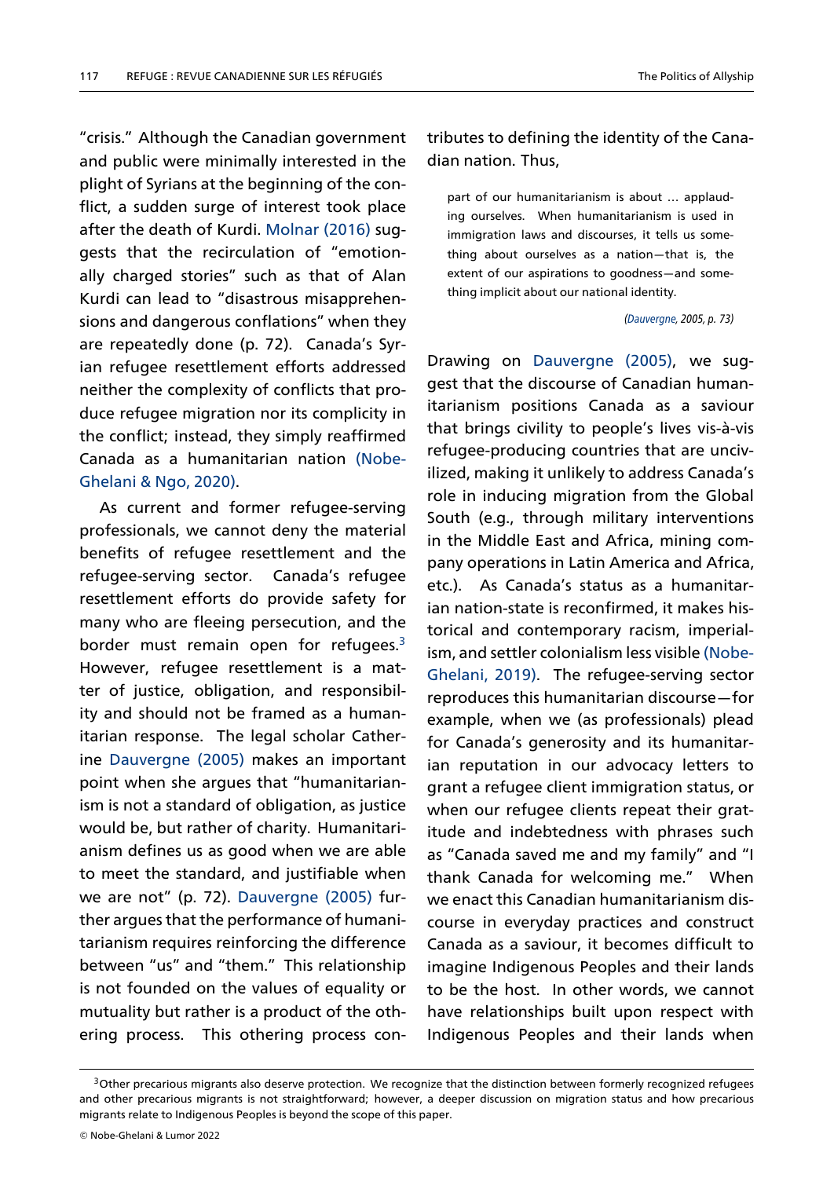"crisis." Although the Canadian government and public were minimally interested in the plight of Syrians at the beginning of the conflict, a sudden surge of interest took place after the death of Kurdi. Molnar (2016) suggests that the recirculation of "emotionally charged stories" such as that of Alan Kurdi can lead to "disastrous misapprehensions and dangerous conflations" when they are repeatedly done (p. 72). Canada's Syrian refugee resettlement efforts addressed neither the complexity of conflicts that produce refugee migration nor its complicity in the conflict; instead, they simply reaffirmed Canada as a humanitarian nation (Nobe-Ghelani & Ngo, 2020).

As current and former refugee-serving professionals, we cannot deny the material benefits of refugee resettlement and the refugee-serving sector. Canada's refugee resettlement efforts do provide safety for many who are fleeing persecution, and the border must remain open for refugees.[3] However, refugee resettlement is a matter of justice, obligation, and responsibility and should not be framed as a humanitarian response. The legal scholar Catherine Dauvergne (2005) makes an important point when she argues that "humanitarianism is not a standard of obligation, as justice would be, but rather of charity. Humanitarianism defines us as good when we are able to meet the standard, and justifiable when we are not" (p. 72). Dauvergne (2005) further argues that the performance of humanitarianism requires reinforcing the difference between "us" and "them." This relationship is not founded on the values of equality or mutuality but rather is a product of the othering process. This othering process contributes to defining the identity of the Canadian nation. Thus,

> part of our humanitarianism is about ... applauding ourselves. When humanitarianism is used in immigration laws and discourses, it tells us something about ourselves as a nation—that is, the extent of our aspirations to goodness—and something implicit about our national identity.
>
> *(Dauvergne, 2005, p. 73)*

Drawing on Dauvergne (2005), we suggest that the discourse of Canadian humanitarianism positions Canada as a saviour that brings civility to people's lives vis-à-vis refugee-producing countries that are uncivilized, making it unlikely to address Canada's role in inducing migration from the Global South (e.g., through military interventions in the Middle East and Africa, mining company operations in Latin America and Africa, etc.). As Canada's status as a humanitarian nation-state is reconfirmed, it makes historical and contemporary racism, imperialism, and settler colonialism less visible (Nobe-Ghelani, 2019). The refugee-serving sector reproduces this humanitarian discourse—for example, when we (as professionals) plead for Canada's generosity and its humanitarian reputation in our advocacy letters to grant a refugee client immigration status, or when our refugee clients repeat their gratitude and indebtedness with phrases such as "Canada saved me and my family" and "I thank Canada for welcoming me." When we enact this Canadian humanitarianism discourse in everyday practices and construct Canada as a saviour, it becomes difficult to imagine Indigenous Peoples and their lands to be the host. In other words, we cannot have relationships built upon respect with Indigenous Peoples and their lands when

[3] Other precarious migrants also deserve protection. We recognize that the distinction between formerly recognized refugees and other precarious migrants is not straightforward; however, a deeper discussion on migration status and how precarious migrants relate to Indigenous Peoples is beyond the scope of this paper.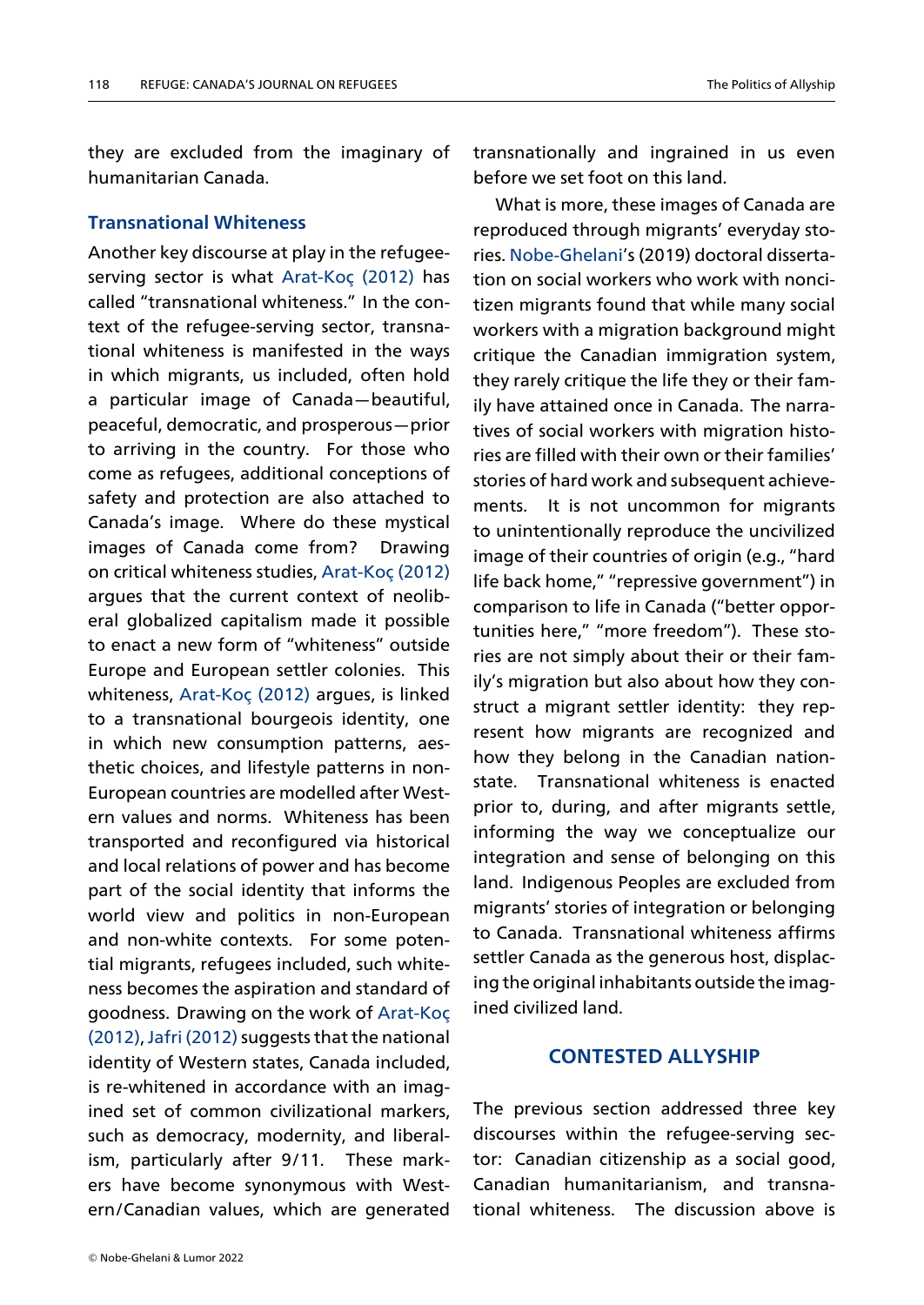they are excluded from the imaginary of humanitarian Canada.

### Transnational Whiteness

Another key discourse at play in the refugee-serving sector is what Arat-Koç (2012) has called "transnational whiteness." In the context of the refugee-serving sector, transnational whiteness is manifested in the ways in which migrants, us included, often hold a particular image of Canada—beautiful, peaceful, democratic, and prosperous—prior to arriving in the country. For those who come as refugees, additional conceptions of safety and protection are also attached to Canada's image. Where do these mystical images of Canada come from? Drawing on critical whiteness studies, Arat-Koç (2012) argues that the current context of neoliberal globalized capitalism made it possible to enact a new form of "whiteness" outside Europe and European settler colonies. This whiteness, Arat-Koç (2012) argues, is linked to a transnational bourgeois identity, one in which new consumption patterns, aesthetic choices, and lifestyle patterns in non-European countries are modelled after Western values and norms. Whiteness has been transported and reconfigured via historical and local relations of power and has become part of the social identity that informs the world view and politics in non-European and non-white contexts. For some potential migrants, refugees included, such whiteness becomes the aspiration and standard of goodness. Drawing on the work of Arat-Koç (2012), Jafri (2012) suggests that the national identity of Western states, Canada included, is re-whitened in accordance with an imagined set of common civilizational markers, such as democracy, modernity, and liberalism, particularly after 9/11. These markers have become synonymous with Western/Canadian values, which are generated transnationally and ingrained in us even before we set foot on this land.

What is more, these images of Canada are reproduced through migrants' everyday stories. Nobe-Ghelani's (2019) doctoral dissertation on social workers who work with noncitizen migrants found that while many social workers with a migration background might critique the Canadian immigration system, they rarely critique the life they or their family have attained once in Canada. The narratives of social workers with migration histories are filled with their own or their families' stories of hard work and subsequent achievements. It is not uncommon for migrants to unintentionally reproduce the uncivilized image of their countries of origin (e.g., "hard life back home," "repressive government") in comparison to life in Canada ("better opportunities here," "more freedom"). These stories are not simply about their or their family's migration but also about how they construct a migrant settler identity: they represent how migrants are recognized and how they belong in the Canadian nation-state. Transnational whiteness is enacted prior to, during, and after migrants settle, informing the way we conceptualize our integration and sense of belonging on this land. Indigenous Peoples are excluded from migrants' stories of integration or belonging to Canada. Transnational whiteness affirms settler Canada as the generous host, displacing the original inhabitants outside the imagined civilized land.

## CONTESTED ALLYSHIP

The previous section addressed three key discourses within the refugee-serving sector: Canadian citizenship as a social good, Canadian humanitarianism, and transnational whiteness. The discussion above is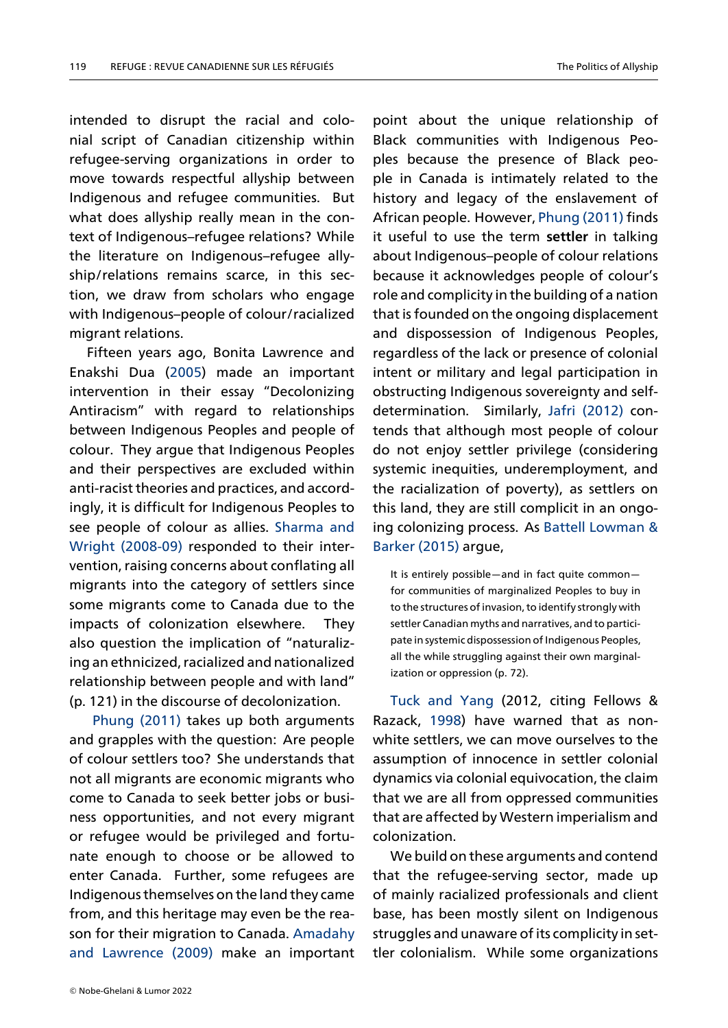intended to disrupt the racial and colonial script of Canadian citizenship within refugee-serving organizations in order to move towards respectful allyship between Indigenous and refugee communities. But what does allyship really mean in the context of Indigenous–refugee relations? While the literature on Indigenous–refugee allyship/relations remains scarce, in this section, we draw from scholars who engage with Indigenous–people of colour/racialized migrant relations.

Fifteen years ago, Bonita Lawrence and Enakshi Dua (2005) made an important intervention in their essay "Decolonizing Antiracism" with regard to relationships between Indigenous Peoples and people of colour. They argue that Indigenous Peoples and their perspectives are excluded within anti-racist theories and practices, and accordingly, it is difficult for Indigenous Peoples to see people of colour as allies. Sharma and Wright (2008-09) responded to their intervention, raising concerns about conflating all migrants into the category of settlers since some migrants come to Canada due to the impacts of colonization elsewhere. They also question the implication of "naturalizing an ethnicized, racialized and nationalized relationship between people and with land" (p. 121) in the discourse of decolonization.

Phung (2011) takes up both arguments and grapples with the question: Are people of colour settlers too? She understands that not all migrants are economic migrants who come to Canada to seek better jobs or business opportunities, and not every migrant or refugee would be privileged and fortunate enough to choose or be allowed to enter Canada. Further, some refugees are Indigenous themselves on the land they came from, and this heritage may even be the reason for their migration to Canada. Amadahy and Lawrence (2009) make an important point about the unique relationship of Black communities with Indigenous Peoples because the presence of Black people in Canada is intimately related to the history and legacy of the enslavement of African people. However, Phung (2011) finds it useful to use the term **settler** in talking about Indigenous–people of colour relations because it acknowledges people of colour's role and complicity in the building of a nation that is founded on the ongoing displacement and dispossession of Indigenous Peoples, regardless of the lack or presence of colonial intent or military and legal participation in obstructing Indigenous sovereignty and self-determination. Similarly, Jafri (2012) contends that although most people of colour do not enjoy settler privilege (considering systemic inequities, underemployment, and the racialization of poverty), as settlers on this land, they are still complicit in an ongoing colonizing process. As Battell Lowman & Barker (2015) argue,

> It is entirely possible—and in fact quite common—for communities of marginalized Peoples to buy in to the structures of invasion, to identify strongly with settler Canadian myths and narratives, and to participate in systemic dispossession of Indigenous Peoples, all the while struggling against their own marginalization or oppression (p. 72).

Tuck and Yang (2012, citing Fellows & Razack, 1998) have warned that as non-white settlers, we can move ourselves to the assumption of innocence in settler colonial dynamics via colonial equivocation, the claim that we are all from oppressed communities that are affected by Western imperialism and colonization.

We build on these arguments and contend that the refugee-serving sector, made up of mainly racialized professionals and client base, has been mostly silent on Indigenous struggles and unaware of its complicity in settler colonialism. While some organizations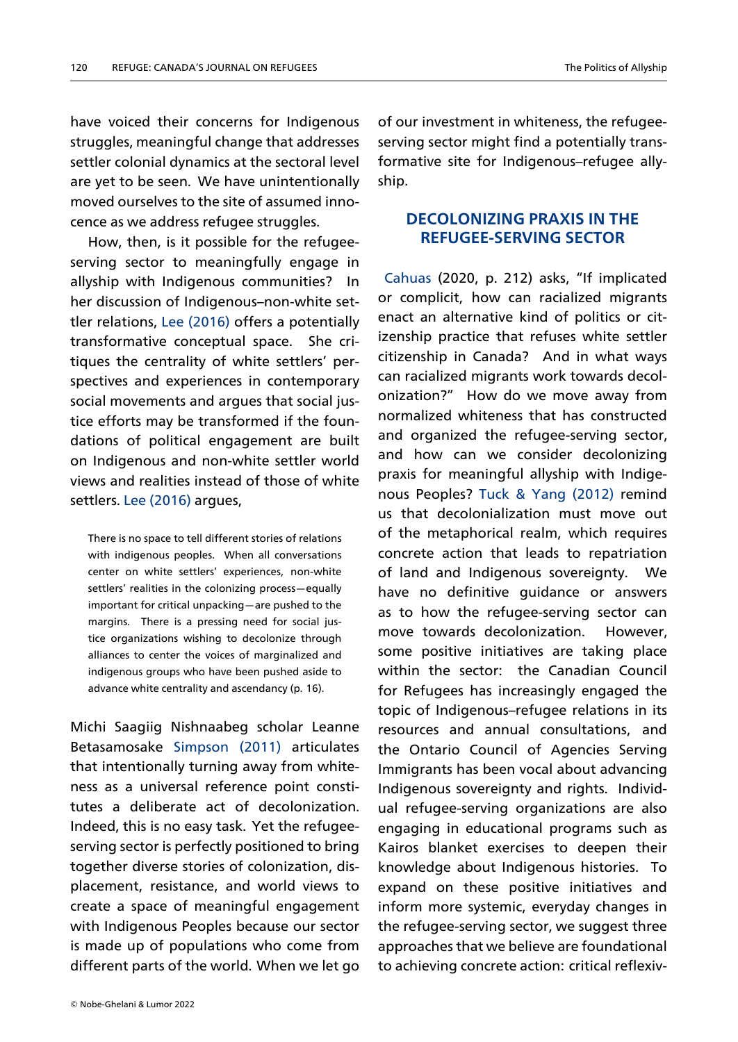have voiced their concerns for Indigenous struggles, meaningful change that addresses settler colonial dynamics at the sectoral level are yet to be seen. We have unintentionally moved ourselves to the site of assumed innocence as we address refugee struggles.

How, then, is it possible for the refugee-serving sector to meaningfully engage in allyship with Indigenous communities? In her discussion of Indigenous–non-white settler relations, Lee (2016) offers a potentially transformative conceptual space. She critiques the centrality of white settlers' perspectives and experiences in contemporary social movements and argues that social justice efforts may be transformed if the foundations of political engagement are built on Indigenous and non-white settler world views and realities instead of those of white settlers. Lee (2016) argues,

> There is no space to tell different stories of relations with indigenous peoples. When all conversations center on white settlers' experiences, non-white settlers' realities in the colonizing process—equally important for critical unpacking—are pushed to the margins. There is a pressing need for social justice organizations wishing to decolonize through alliances to center the voices of marginalized and indigenous groups who have been pushed aside to advance white centrality and ascendancy (p. 16).

Michi Saagiig Nishnaabeg scholar Leanne Betasamosake Simpson (2011) articulates that intentionally turning away from whiteness as a universal reference point constitutes a deliberate act of decolonization. Indeed, this is no easy task. Yet the refugee-serving sector is perfectly positioned to bring together diverse stories of colonization, displacement, resistance, and world views to create a space of meaningful engagement with Indigenous Peoples because our sector is made up of populations who come from different parts of the world. When we let go of our investment in whiteness, the refugee-serving sector might find a potentially transformative site for Indigenous–refugee allyship.

## DECOLONIZING PRAXIS IN THE REFUGEE-SERVING SECTOR

Cahuas (2020, p. 212) asks, "If implicated or complicit, how can racialized migrants enact an alternative kind of politics or citizenship practice that refuses white settler citizenship in Canada? And in what ways can racialized migrants work towards decolonization?" How do we move away from normalized whiteness that has constructed and organized the refugee-serving sector, and how can we consider decolonizing praxis for meaningful allyship with Indigenous Peoples? Tuck & Yang (2012) remind us that decolonialization must move out of the metaphorical realm, which requires concrete action that leads to repatriation of land and Indigenous sovereignty. We have no definitive guidance or answers as to how the refugee-serving sector can move towards decolonization. However, some positive initiatives are taking place within the sector: the Canadian Council for Refugees has increasingly engaged the topic of Indigenous–refugee relations in its resources and annual consultations, and the Ontario Council of Agencies Serving Immigrants has been vocal about advancing Indigenous sovereignty and rights. Individual refugee-serving organizations are also engaging in educational programs such as Kairos blanket exercises to deepen their knowledge about Indigenous histories. To expand on these positive initiatives and inform more systemic, everyday changes in the refugee-serving sector, we suggest three approaches that we believe are foundational to achieving concrete action: critical reflexiv-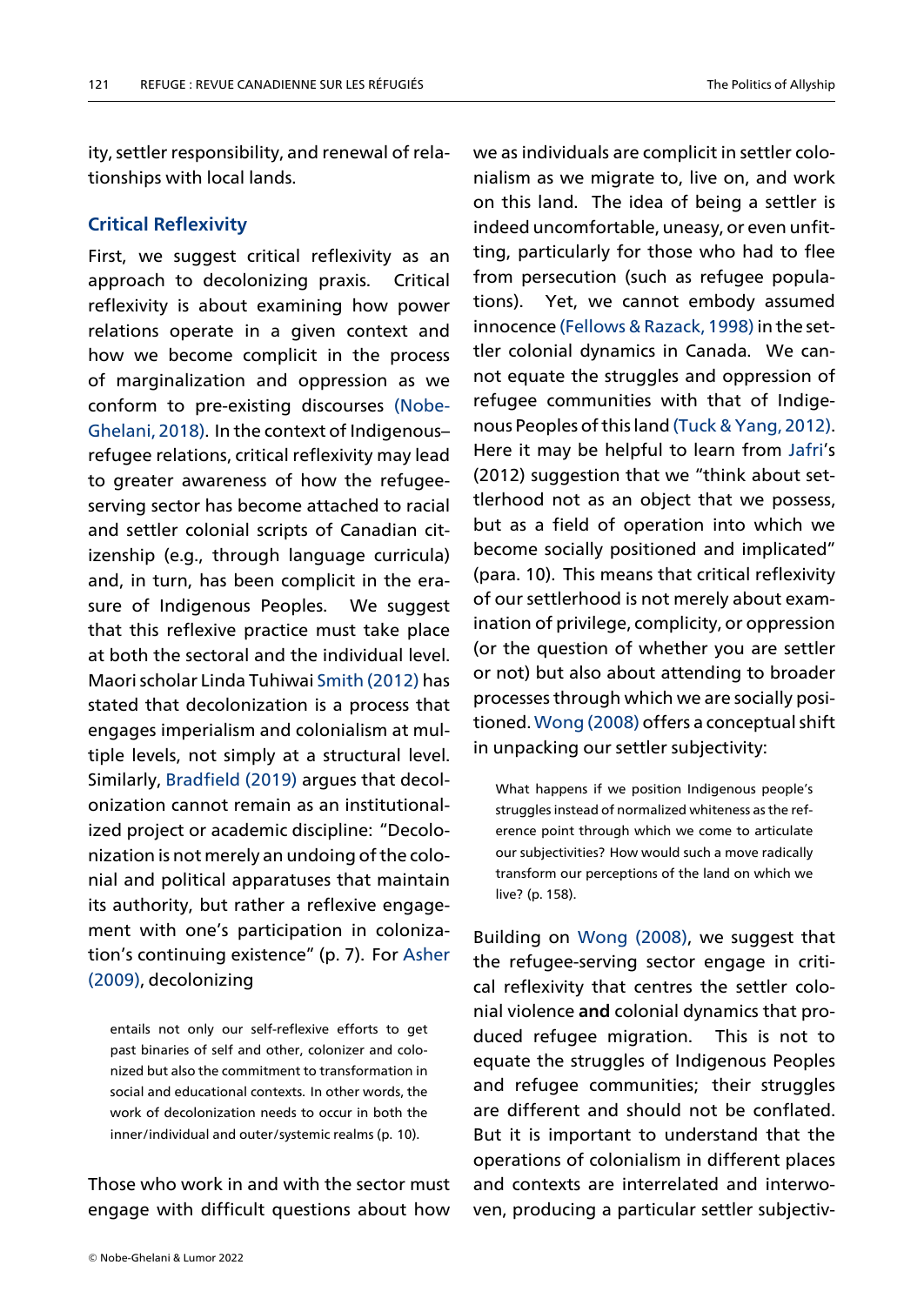ity, settler responsibility, and renewal of relationships with local lands.

## Critical Reflexivity

First, we suggest critical reflexivity as an approach to decolonizing praxis. Critical reflexivity is about examining how power relations operate in a given context and how we become complicit in the process of marginalization and oppression as we conform to pre-existing discourses (Nobe-Ghelani, 2018). In the context of Indigenous–refugee relations, critical reflexivity may lead to greater awareness of how the refugee-serving sector has become attached to racial and settler colonial scripts of Canadian citizenship (e.g., through language curricula) and, in turn, has been complicit in the erasure of Indigenous Peoples. We suggest that this reflexive practice must take place at both the sectoral and the individual level. Maori scholar Linda Tuhiwai Smith (2012) has stated that decolonization is a process that engages imperialism and colonialism at multiple levels, not simply at a structural level. Similarly, Bradfield (2019) argues that decolonization cannot remain as an institutionalized project or academic discipline: "Decolonization is not merely an undoing of the colonial and political apparatuses that maintain its authority, but rather a reflexive engagement with one's participation in colonization's continuing existence" (p. 7). For Asher (2009), decolonizing

> entails not only our self-reflexive efforts to get past binaries of self and other, colonizer and colonized but also the commitment to transformation in social and educational contexts. In other words, the work of decolonization needs to occur in both the inner/individual and outer/systemic realms (p. 10).

Those who work in and with the sector must engage with difficult questions about how we as individuals are complicit in settler colonialism as we migrate to, live on, and work on this land. The idea of being a settler is indeed uncomfortable, uneasy, or even unfitting, particularly for those who had to flee from persecution (such as refugee populations). Yet, we cannot embody assumed innocence (Fellows & Razack, 1998) in the settler colonial dynamics in Canada. We cannot equate the struggles and oppression of refugee communities with that of Indigenous Peoples of this land (Tuck & Yang, 2012). Here it may be helpful to learn from Jafri's (2012) suggestion that we "think about settlerhood not as an object that we possess, but as a field of operation into which we become socially positioned and implicated" (para. 10). This means that critical reflexivity of our settlerhood is not merely about examination of privilege, complicity, or oppression (or the question of whether you are settler or not) but also about attending to broader processes through which we are socially positioned. Wong (2008) offers a conceptual shift in unpacking our settler subjectivity:

> What happens if we position Indigenous people's struggles instead of normalized whiteness as the reference point through which we come to articulate our subjectivities? How would such a move radically transform our perceptions of the land on which we live? (p. 158).

Building on Wong (2008), we suggest that the refugee-serving sector engage in critical reflexivity that centres the settler colonial violence **and** colonial dynamics that produced refugee migration. This is not to equate the struggles of Indigenous Peoples and refugee communities; their struggles are different and should not be conflated. But it is important to understand that the operations of colonialism in different places and contexts are interrelated and interwoven, producing a particular settler subjectiv-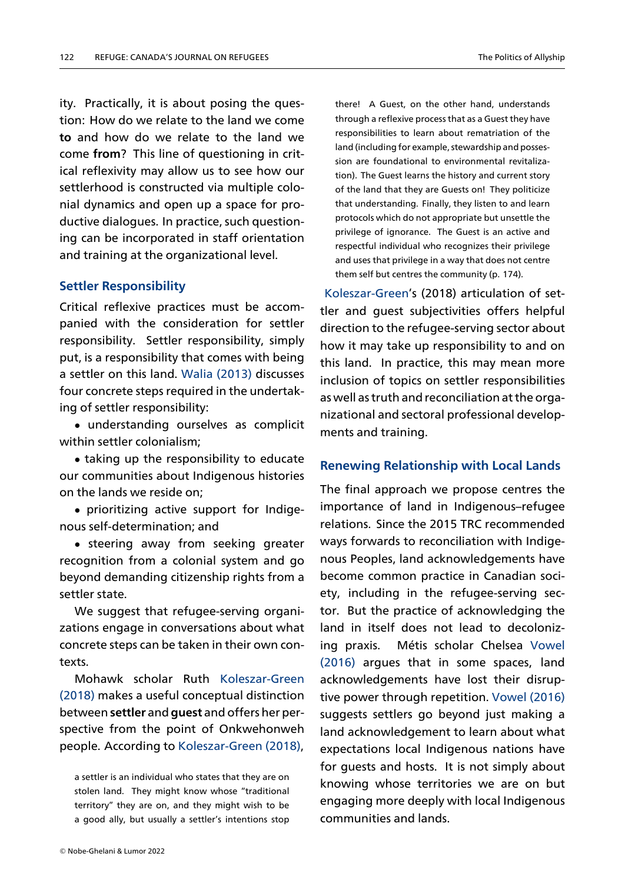ity. Practically, it is about posing the question: How do we relate to the land we come **to** and how do we relate to the land we come **from**? This line of questioning in critical reflexivity may allow us to see how our settlerhood is constructed via multiple colonial dynamics and open up a space for productive dialogues. In practice, such questioning can be incorporated in staff orientation and training at the organizational level.

## Settler Responsibility

Critical reflexive practices must be accompanied with the consideration for settler responsibility. Settler responsibility, simply put, is a responsibility that comes with being a settler on this land. Walia (2013) discusses four concrete steps required in the undertaking of settler responsibility:

- understanding ourselves as complicit within settler colonialism;
- taking up the responsibility to educate our communities about Indigenous histories on the lands we reside on;
- prioritizing active support for Indigenous self-determination; and
- steering away from seeking greater recognition from a colonial system and go beyond demanding citizenship rights from a settler state.

We suggest that refugee-serving organizations engage in conversations about what concrete steps can be taken in their own contexts.

Mohawk scholar Ruth Koleszar-Green (2018) makes a useful conceptual distinction between **settler** and **guest** and offers her perspective from the point of Onkwehonweh people. According to Koleszar-Green (2018),

> a settler is an individual who states that they are on stolen land. They might know whose "traditional territory" they are on, and they might wish to be a good ally, but usually a settler's intentions stop there! A Guest, on the other hand, understands through a reflexive process that as a Guest they have responsibilities to learn about rematriation of the land (including for example, stewardship and possession are foundational to environmental revitalization). The Guest learns the history and current story of the land that they are Guests on! They politicize that understanding. Finally, they listen to and learn protocols which do not appropriate but unsettle the privilege of ignorance. The Guest is an active and respectful individual who recognizes their privilege and uses that privilege in a way that does not centre them self but centres the community (p. 174).

Koleszar-Green's (2018) articulation of settler and guest subjectivities offers helpful direction to the refugee-serving sector about how it may take up responsibility to and on this land. In practice, this may mean more inclusion of topics on settler responsibilities as well as truth and reconciliation at the organizational and sectoral professional developments and training.

## Renewing Relationship with Local Lands

The final approach we propose centres the importance of land in Indigenous–refugee relations. Since the 2015 TRC recommended ways forwards to reconciliation with Indigenous Peoples, land acknowledgements have become common practice in Canadian society, including in the refugee-serving sector. But the practice of acknowledging the land in itself does not lead to decolonizing praxis. Métis scholar Chelsea Vowel (2016) argues that in some spaces, land acknowledgements have lost their disruptive power through repetition. Vowel (2016) suggests settlers go beyond just making a land acknowledgement to learn about what expectations local Indigenous nations have for guests and hosts. It is not simply about knowing whose territories we are on but engaging more deeply with local Indigenous communities and lands.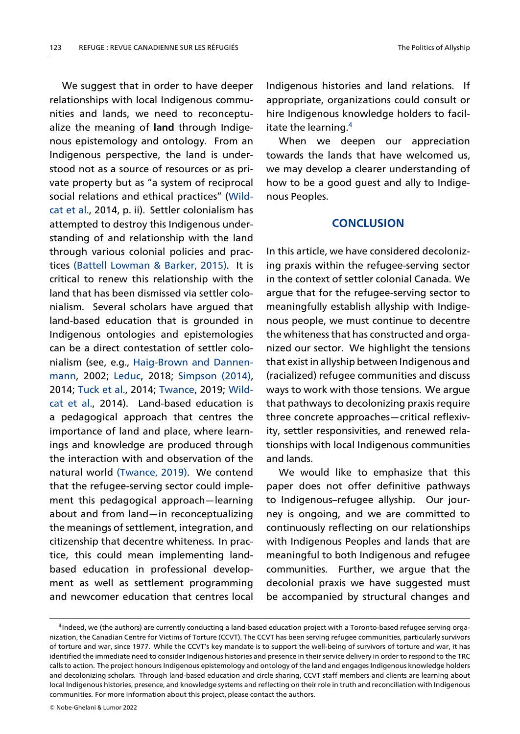We suggest that in order to have deeper relationships with local Indigenous communities and lands, we need to reconceptualize the meaning of **land** through Indigenous epistemology and ontology. From an Indigenous perspective, the land is understood not as a source of resources or as private property but as "a system of reciprocal social relations and ethical practices" (Wildcat et al., 2014, p. ii). Settler colonialism has attempted to destroy this Indigenous understanding of and relationship with the land through various colonial policies and practices (Battell Lowman & Barker, 2015). It is critical to renew this relationship with the land that has been dismissed via settler colonialism. Several scholars have argued that land-based education that is grounded in Indigenous ontologies and epistemologies can be a direct contestation of settler colonialism (see, e.g., Haig-Brown and Dannenmann, 2002; Leduc, 2018; Simpson (2014), 2014; Tuck et al., 2014; Twance, 2019; Wildcat et al., 2014). Land-based education is a pedagogical approach that centres the importance of land and place, where learnings and knowledge are produced through the interaction with and observation of the natural world (Twance, 2019). We contend that the refugee-serving sector could implement this pedagogical approach—learning about and from land—in reconceptualizing the meanings of settlement, integration, and citizenship that decentre whiteness. In practice, this could mean implementing land-based education in professional development as well as settlement programming and newcomer education that centres local Indigenous histories and land relations. If appropriate, organizations could consult or hire Indigenous knowledge holders to facilitate the learning.[4]

When we deepen our appreciation towards the lands that have welcomed us, we may develop a clearer understanding of how to be a good guest and ally to Indigenous Peoples.

## CONCLUSION

In this article, we have considered decolonizing praxis within the refugee-serving sector in the context of settler colonial Canada. We argue that for the refugee-serving sector to meaningfully establish allyship with Indigenous people, we must continue to decentre the whiteness that has constructed and organized our sector. We highlight the tensions that exist in allyship between Indigenous and (racialized) refugee communities and discuss ways to work with those tensions. We argue that pathways to decolonizing praxis require three concrete approaches—critical reflexivity, settler responsivities, and renewed relationships with local Indigenous communities and lands.

We would like to emphasize that this paper does not offer definitive pathways to Indigenous–refugee allyship. Our journey is ongoing, and we are committed to continuously reflecting on our relationships with Indigenous Peoples and lands that are meaningful to both Indigenous and refugee communities. Further, we argue that the decolonial praxis we have suggested must be accompanied by structural changes and

[4] Indeed, we (the authors) are currently conducting a land-based education project with a Toronto-based refugee serving organization, the Canadian Centre for Victims of Torture (CCVT). The CCVT has been serving refugee communities, particularly survivors of torture and war, since 1977. While the CCVT's key mandate is to support the well-being of survivors of torture and war, it has identified the immediate need to consider Indigenous histories and presence in their service delivery in order to respond to the TRC calls to action. The project honours Indigenous epistemology and ontology of the land and engages Indigenous knowledge holders and decolonizing scholars. Through land-based education and circle sharing, CCVT staff members and clients are learning about local Indigenous histories, presence, and knowledge systems and reflecting on their role in truth and reconciliation with Indigenous communities. For more information about this project, please contact the authors.

© Nobe-Ghelani & Lumor 2022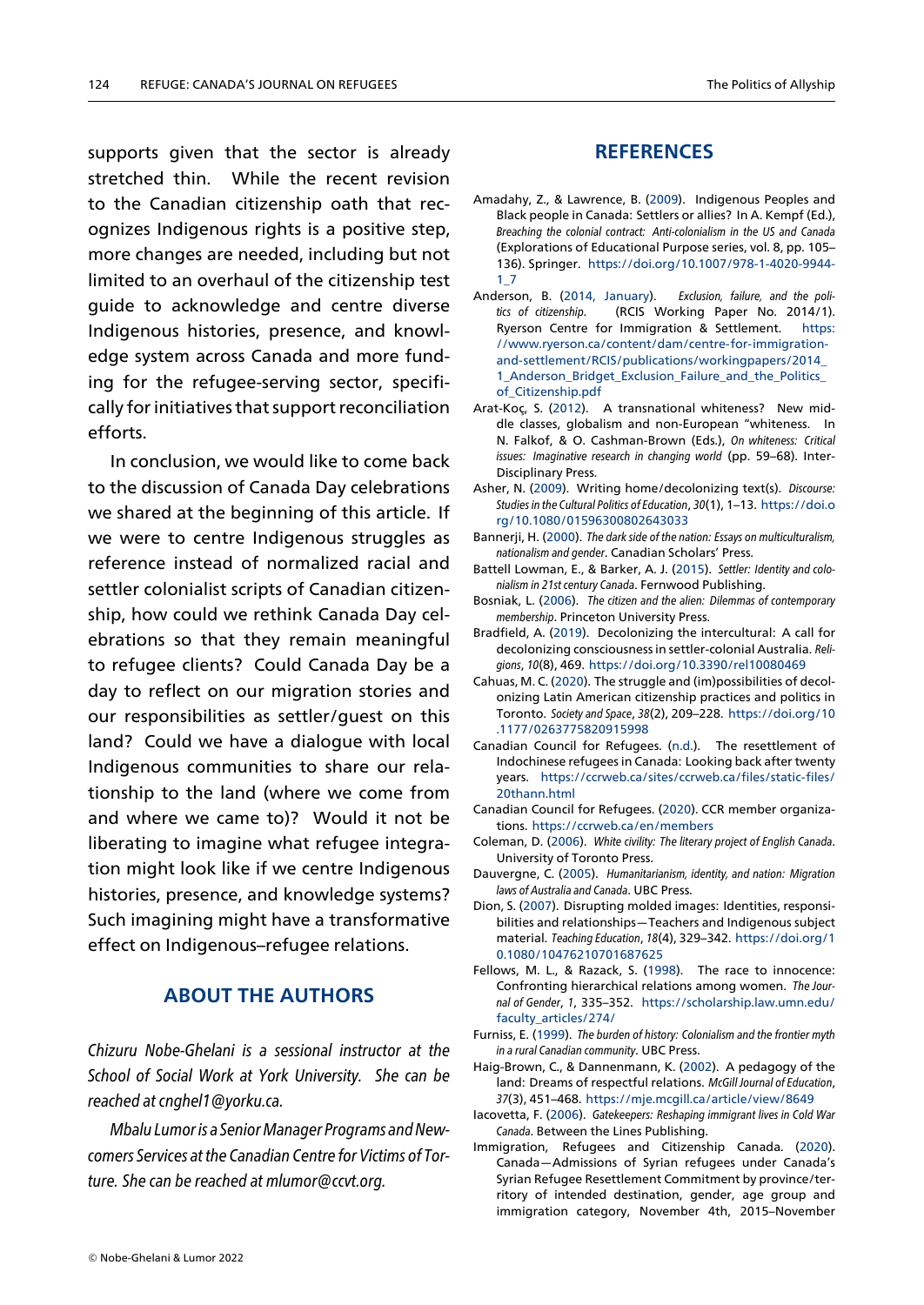supports given that the sector is already stretched thin. While the recent revision to the Canadian citizenship oath that recognizes Indigenous rights is a positive step, more changes are needed, including but not limited to an overhaul of the citizenship test guide to acknowledge and centre diverse Indigenous histories, presence, and knowledge system across Canada and more funding for the refugee-serving sector, specifically for initiatives that support reconciliation efforts.

In conclusion, we would like to come back to the discussion of Canada Day celebrations we shared at the beginning of this article. If we were to centre Indigenous struggles as reference instead of normalized racial and settler colonialist scripts of Canadian citizenship, how could we rethink Canada Day celebrations so that they remain meaningful to refugee clients? Could Canada Day be a day to reflect on our migration stories and our responsibilities as settler/guest on this land? Could we have a dialogue with local Indigenous communities to share our relationship to the land (where we come from and where we came to)? Would it not be liberating to imagine what refugee integration might look like if we centre Indigenous histories, presence, and knowledge systems? Such imagining might have a transformative effect on Indigenous–refugee relations.

## ABOUT THE AUTHORS

*Chizuru Nobe-Ghelani is a sessional instructor at the School of Social Work at York University. She can be reached at cnghel1@yorku.ca.*

*Mbalu Lumor is a Senior Manager Programs and Newcomers Services at the Canadian Centre for Victims of Torture. She can be reached at mlumor@ccvt.org.*

## REFERENCES

Amadahy, Z., & Lawrence, B. (2009). Indigenous Peoples and Black people in Canada: Settlers or allies? In A. Kempf (Ed.), *Breaching the colonial contract: Anti-colonialism in the US and Canada* (Explorations of Educational Purpose series, vol. 8, pp. 105–136). Springer. https://doi.org/10.1007/978-1-4020-9944-1_7

Anderson, B. (2014, January). *Exclusion, failure, and the politics of citizenship*. (RCIS Working Paper No. 2014/1). Ryerson Centre for Immigration & Settlement. https://www.ryerson.ca/content/dam/centre-for-immigration-and-settlement/RCIS/publications/workingpapers/2014_1_Anderson_Bridget_Exclusion_Failure_and_the_Politics_of_Citizenship.pdf

Arat-Koç, S. (2012). A transnational whiteness? New middle classes, globalism and non-European "whiteness. In N. Falkof, & O. Cashman-Brown (Eds.), *On whiteness: Critical issues: Imaginative research in changing world* (pp. 59–68). Inter-Disciplinary Press.

Asher, N. (2009). Writing home/decolonizing text(s). *Discourse: Studies in the Cultural Politics of Education*, *30*(1), 1–13. https://doi.org/10.1080/01596300802643033

Bannerji, H. (2000). *The dark side of the nation: Essays on multiculturalism, nationalism and gender*. Canadian Scholars' Press.

Battell Lowman, E., & Barker, A. J. (2015). *Settler: Identity and colonialism in 21st century Canada*. Fernwood Publishing.

Bosniak, L. (2006). *The citizen and the alien: Dilemmas of contemporary membership*. Princeton University Press.

Bradfield, A. (2019). Decolonizing the intercultural: A call for decolonizing consciousness in settler-colonial Australia. *Religions*, *10*(8), 469. https://doi.org/10.3390/rel10080469

Cahuas, M. C. (2020). The struggle and (im)possibilities of decolonizing Latin American citizenship practices and politics in Toronto. *Society and Space*, *38*(2), 209–228. https://doi.org/10.1177/0263775820915998

Canadian Council for Refugees. (n.d.). The resettlement of Indochinese refugees in Canada: Looking back after twenty years. https://ccrweb.ca/sites/ccrweb.ca/files/static-files/20thann.html

Canadian Council for Refugees. (2020). CCR member organizations. https://ccrweb.ca/en/members

Coleman, D. (2006). *White civility: The literary project of English Canada*. University of Toronto Press.

Dauvergne, C. (2005). *Humanitarianism, identity, and nation: Migration laws of Australia and Canada*. UBC Press.

Dion, S. (2007). Disrupting molded images: Identities, responsibilities and relationships—Teachers and Indigenous subject material. *Teaching Education*, *18*(4), 329–342. https://doi.org/10.1080/10476210701687625

Fellows, M. L., & Razack, S. (1998). The race to innocence: Confronting hierarchical relations among women. *The Journal of Gender*, *1*, 335–352. https://scholarship.law.umn.edu/faculty_articles/274/

Furniss, E. (1999). *The burden of history: Colonialism and the frontier myth in a rural Canadian community*. UBC Press.

Haig-Brown, C., & Dannenmann, K. (2002). A pedagogy of the land: Dreams of respectful relations. *McGill Journal of Education*, *37*(3), 451–468. https://mje.mcgill.ca/article/view/8649

Iacovetta, F. (2006). *Gatekeepers: Reshaping immigrant lives in Cold War Canada*. Between the Lines Publishing.

Immigration, Refugees and Citizenship Canada. (2020). Canada—Admissions of Syrian refugees under Canada's Syrian Refugee Resettlement Commitment by province/territory of intended destination, gender, age group and immigration category, November 4th, 2015–November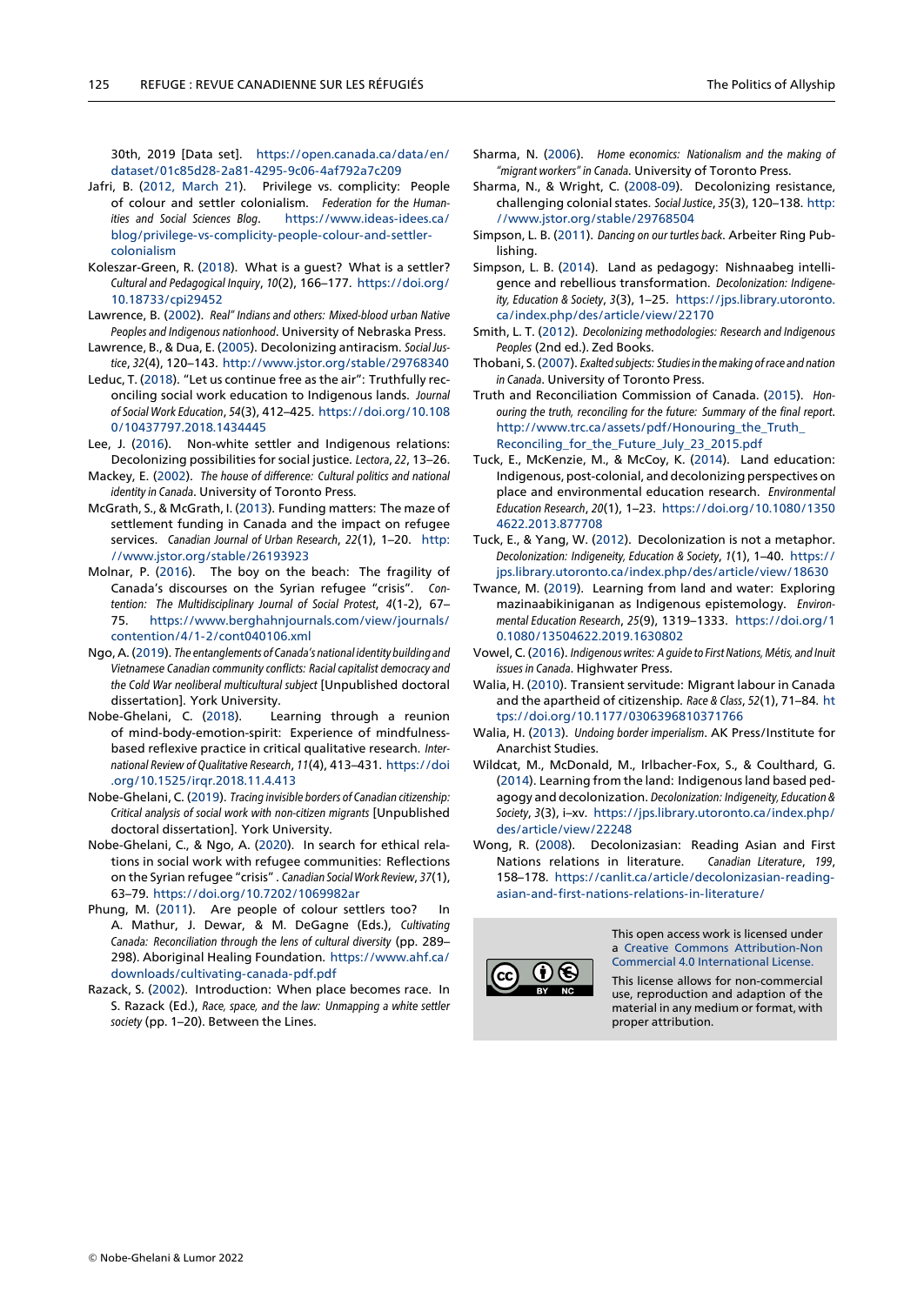30th, 2019 [Data set]. https://open.canada.ca/data/en/dataset/01c85d28-2a81-4295-9c06-4af792a7c209

Jafri, B. (2012, March 21). Privilege vs. complicity: People of colour and settler colonialism. *Federation for the Humanities and Social Sciences Blog*. https://www.ideas-idees.ca/blog/privilege-vs-complicity-people-colour-and-settler-colonialism

Koleszar-Green, R. (2018). What is a guest? What is a settler? *Cultural and Pedagogical Inquiry*, *10*(2), 166–177. https://doi.org/10.18733/cpi29452

Lawrence, B. (2002). *Real" Indians and others: Mixed-blood urban Native Peoples and Indigenous nationhood*. University of Nebraska Press.

Lawrence, B., & Dua, E. (2005). Decolonizing antiracism. *Social Justice*, *32*(4), 120–143. http://www.jstor.org/stable/29768340

Leduc, T. (2018). "Let us continue free as the air": Truthfully reconciling social work education to Indigenous lands. *Journal of Social Work Education*, *54*(3), 412–425. https://doi.org/10.1080/10437797.2018.1434445

Lee, J. (2016). Non-white settler and Indigenous relations: Decolonizing possibilities for social justice. *Lectora*, *22*, 13–26.

Mackey, E. (2002). *The house of difference: Cultural politics and national identity in Canada*. University of Toronto Press.

McGrath, S., & McGrath, I. (2013). Funding matters: The maze of settlement funding in Canada and the impact on refugee services. *Canadian Journal of Urban Research*, *22*(1), 1–20. http://www.jstor.org/stable/26193923

Molnar, P. (2016). The boy on the beach: The fragility of Canada's discourses on the Syrian refugee "crisis". *Contention: The Multidisciplinary Journal of Social Protest*, *4*(1-2), 67–75. https://www.berghahnjournals.com/view/journals/contention/4/1-2/cont040106.xml

Ngo, A. (2019). *The entanglements of Canada's national identity building and Vietnamese Canadian community conflicts: Racial capitalist democracy and the Cold War neoliberal multicultural subject* [Unpublished doctoral dissertation]. York University.

Nobe-Ghelani, C. (2018). Learning through a reunion of mind-body-emotion-spirit: Experience of mindfulness-based reflexive practice in critical qualitative research. *International Review of Qualitative Research*, *11*(4), 413–431. https://doi.org/10.1525/irqr.2018.11.4.413

Nobe-Ghelani, C. (2019). *Tracing invisible borders of Canadian citizenship: Critical analysis of social work with non-citizen migrants* [Unpublished doctoral dissertation]. York University.

Nobe-Ghelani, C., & Ngo, A. (2020). In search for ethical relations in social work with refugee communities: Reflections on the Syrian refugee "crisis" . *Canadian Social Work Review*, *37*(1), 63–79. https://doi.org/10.7202/1069982ar

Phung, M. (2011). Are people of colour settlers too? In A. Mathur, J. Dewar, & M. DeGagne (Eds.), *Cultivating Canada: Reconciliation through the lens of cultural diversity* (pp. 289–298). Aboriginal Healing Foundation. https://www.ahf.ca/downloads/cultivating-canada-pdf.pdf

Razack, S. (2002). Introduction: When place becomes race. In S. Razack (Ed.), *Race, space, and the law: Unmapping a white settler society* (pp. 1–20). Between the Lines.

Sharma, N. (2006). *Home economics: Nationalism and the making of "migrant workers" in Canada*. University of Toronto Press.

Sharma, N., & Wright, C. (2008-09). Decolonizing resistance, challenging colonial states. *Social Justice*, *35*(3), 120–138. http://www.jstor.org/stable/29768504

Simpson, L. B. (2011). *Dancing on our turtles back*. Arbeiter Ring Publishing.

Simpson, L. B. (2014). Land as pedagogy: Nishnaabeg intelligence and rebellious transformation. *Decolonization: Indigeneity, Education & Society*, *3*(3), 1–25. https://jps.library.utoronto.ca/index.php/des/article/view/22170

Smith, L. T. (2012). *Decolonizing methodologies: Research and Indigenous Peoples* (2nd ed.). Zed Books.

Thobani, S. (2007). *Exalted subjects: Studies in the making of race and nation in Canada*. University of Toronto Press.

Truth and Reconciliation Commission of Canada. (2015). *Honouring the truth, reconciling for the future: Summary of the final report*. http://www.trc.ca/assets/pdf/Honouring_the_Truth_Reconciling_for_the_Future_July_23_2015.pdf

Tuck, E., McKenzie, M., & McCoy, K. (2014). Land education: Indigenous, post-colonial, and decolonizing perspectives on place and environmental education research. *Environmental Education Research*, *20*(1), 1–23. https://doi.org/10.1080/13504622.2013.877708

Tuck, E., & Yang, W. (2012). Decolonization is not a metaphor. *Decolonization: Indigeneity, Education & Society*, *1*(1), 1–40. https://jps.library.utoronto.ca/index.php/des/article/view/18630

Twance, M. (2019). Learning from land and water: Exploring mazinaabikiniganan as Indigenous epistemology. *Environmental Education Research*, *25*(9), 1319–1333. https://doi.org/10.1080/13504622.2019.1630802

Vowel, C. (2016). *Indigenous writes: A guide to First Nations, Métis, and Inuit issues in Canada*. Highwater Press.

Walia, H. (2010). Transient servitude: Migrant labour in Canada and the apartheid of citizenship. *Race & Class*, *52*(1), 71–84. https://doi.org/10.1177/0306396810371766

Walia, H. (2013). *Undoing border imperialism*. AK Press/Institute for Anarchist Studies.

Wildcat, M., McDonald, M., Irlbacher-Fox, S., & Coulthard, G. (2014). Learning from the land: Indigenous land based pedagogy and decolonization. *Decolonization: Indigeneity, Education & Society*, *3*(3), i–xv. https://jps.library.utoronto.ca/index.php/des/article/view/22248

Wong, R. (2008). Decolonizasian: Reading Asian and First Nations relations in literature. *Canadian Literature*, *199*, 158–178. https://canlit.ca/article/decolonizasian-reading-asian-and-first-nations-relations-in-literature/

This open access work is licensed under a Creative Commons Attribution-Non Commercial 4.0 International License.

This license allows for non-commercial use, reproduction and adaption of the material in any medium or format, with proper attribution.

© Nobe-Ghelani & Lumor 2022